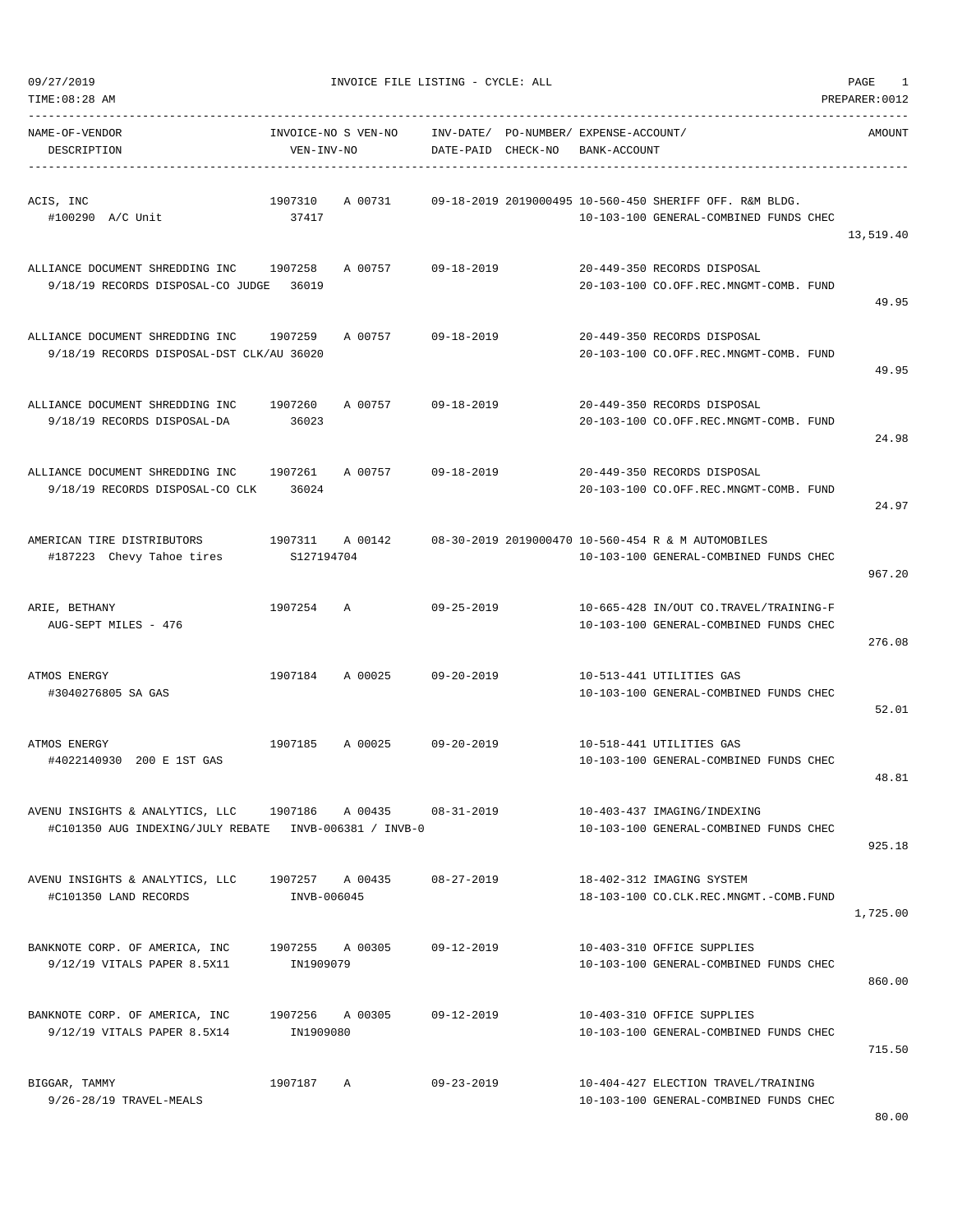09/27/2019 INVOICE FILE LISTING - CYCLE: ALL
TIME:08:28 AM PREPARER:0012

| NAME-OF-VENDOR / DESCRIPTION | INVOICE-NO S VEN-NO / VEN-INV-NO | INV-DATE/ DATE-PAID | PO-NUMBER/ CHECK-NO | EXPENSE-ACCOUNT/ BANK-ACCOUNT | AMOUNT |
|---|---|---|---|---|---|
| ACIS, INC<br>#100290 A/C Unit | 1907310 A 00731<br>37417 | 09-18-2019 | 2019000495 | 10-560-450 SHERIFF OFF. R&M BLDG.<br>10-103-100 GENERAL-COMBINED FUNDS CHEC | 13,519.40 |
| ALLIANCE DOCUMENT SHREDDING INC<br>9/18/19 RECORDS DISPOSAL-CO JUDGE | 1907258 A 00757<br>36019 | 09-18-2019 | | 20-449-350 RECORDS DISPOSAL<br>20-103-100 CO.OFF.REC.MNGMT-COMB. FUND | 49.95 |
| ALLIANCE DOCUMENT SHREDDING INC<br>9/18/19 RECORDS DISPOSAL-DST CLK/AU | 1907259 A 00757<br>36020 | 09-18-2019 | | 20-449-350 RECORDS DISPOSAL<br>20-103-100 CO.OFF.REC.MNGMT-COMB. FUND | 49.95 |
| ALLIANCE DOCUMENT SHREDDING INC<br>9/18/19 RECORDS DISPOSAL-DA | 1907260 A 00757<br>36023 | 09-18-2019 | | 20-449-350 RECORDS DISPOSAL<br>20-103-100 CO.OFF.REC.MNGMT-COMB. FUND | 24.98 |
| ALLIANCE DOCUMENT SHREDDING INC<br>9/18/19 RECORDS DISPOSAL-CO CLK | 1907261 A 00757<br>36024 | 09-18-2019 | | 20-449-350 RECORDS DISPOSAL<br>20-103-100 CO.OFF.REC.MNGMT-COMB. FUND | 24.97 |
| AMERICAN TIRE DISTRIBUTORS<br>#187223 Chevy Tahoe tires | 1907311 A 00142<br>S127194704 | 08-30-2019 | 2019000470 | 10-560-454 R & M AUTOMOBILES<br>10-103-100 GENERAL-COMBINED FUNDS CHEC | 967.20 |
| ARIE, BETHANY<br>AUG-SEPT MILES - 476 | 1907254 A | 09-25-2019 | | 10-665-428 IN/OUT CO.TRAVEL/TRAINING-F<br>10-103-100 GENERAL-COMBINED FUNDS CHEC | 276.08 |
| ATMOS ENERGY<br>#3040276805 SA GAS | 1907184 A 00025 | 09-20-2019 | | 10-513-441 UTILITIES GAS<br>10-103-100 GENERAL-COMBINED FUNDS CHEC | 52.01 |
| ATMOS ENERGY<br>#4022140930 200 E 1ST GAS | 1907185 A 00025 | 09-20-2019 | | 10-518-441 UTILITIES GAS<br>10-103-100 GENERAL-COMBINED FUNDS CHEC | 48.81 |
| AVENU INSIGHTS & ANALYTICS, LLC<br>#C101350 AUG INDEXING/JULY REBATE | 1907186 A 00435<br>INVB-006381 / INVB-0 | 08-31-2019 | | 10-403-437 IMAGING/INDEXING<br>10-103-100 GENERAL-COMBINED FUNDS CHEC | 925.18 |
| AVENU INSIGHTS & ANALYTICS, LLC<br>#C101350 LAND RECORDS | 1907257 A 00435<br>INVB-006045 | 08-27-2019 | | 18-402-312 IMAGING SYSTEM<br>18-103-100 CO.CLK.REC.MNGMT.-COMB.FUND | 1,725.00 |
| BANKNOTE CORP. OF AMERICA, INC<br>9/12/19 VITALS PAPER 8.5X11 | 1907255 A 00305<br>IN1909079 | 09-12-2019 | | 10-403-310 OFFICE SUPPLIES<br>10-103-100 GENERAL-COMBINED FUNDS CHEC | 860.00 |
| BANKNOTE CORP. OF AMERICA, INC<br>9/12/19 VITALS PAPER 8.5X14 | 1907256 A 00305<br>IN1909080 | 09-12-2019 | | 10-403-310 OFFICE SUPPLIES<br>10-103-100 GENERAL-COMBINED FUNDS CHEC | 715.50 |
| BIGGAR, TAMMY<br>9/26-28/19 TRAVEL-MEALS | 1907187 A | 09-23-2019 | | 10-404-427 ELECTION TRAVEL/TRAINING<br>10-103-100 GENERAL-COMBINED FUNDS CHEC | 80.00 |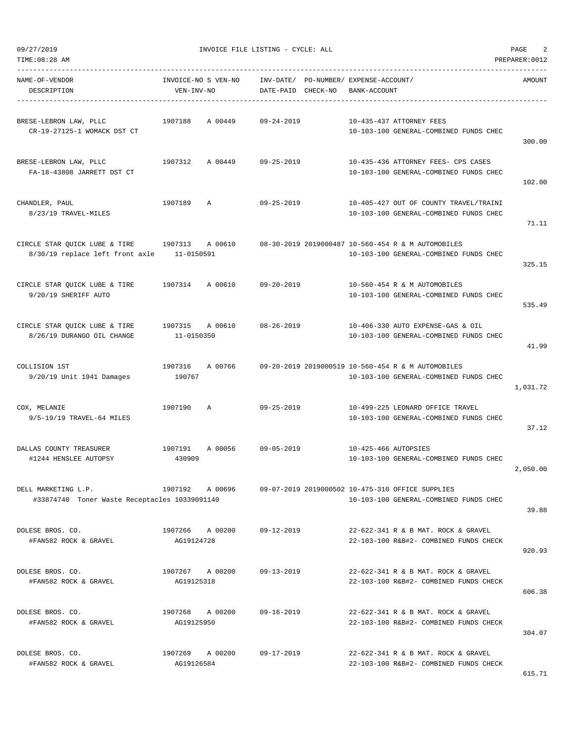09/27/2019 INVOICE FILE LISTING - CYCLE: ALL

TIME:08:28 AM PREPARER:0012

| NAME-OF-VENDOR / DESCRIPTION | INVOICE-NO S VEN-NO / VEN-INV-NO | INV-DATE/ DATE-PAID | PO-NUMBER/ CHECK-NO | EXPENSE-ACCOUNT/ BANK-ACCOUNT | AMOUNT |
|---|---|---|---|---|---|
| BRESE-LEBRON LAW, PLLC<br>CR-19-27125-1 WOMACK DST CT | 1907188 A 00449 | 09-24-2019 | | 10-435-437 ATTORNEY FEES<br>10-103-100 GENERAL-COMBINED FUNDS CHEC | 300.00 |
| BRESE-LEBRON LAW, PLLC<br>FA-18-43808 JARRETT DST CT | 1907312 A 00449 | 09-25-2019 | | 10-435-436 ATTORNEY FEES- CPS CASES<br>10-103-100 GENERAL-COMBINED FUNDS CHEC | 102.00 |
| CHANDLER, PAUL<br>8/23/19 TRAVEL-MILES | 1907189 A | 09-25-2019 | | 10-405-427 OUT OF COUNTY TRAVEL/TRAINI<br>10-103-100 GENERAL-COMBINED FUNDS CHEC | 71.11 |
| CIRCLE STAR QUICK LUBE & TIRE<br>8/30/19 replace left front axle | 1907313 A 00610<br>11-0150591 | 08-30-2019 | 2019000487 | 10-560-454 R & M AUTOMOBILES<br>10-103-100 GENERAL-COMBINED FUNDS CHEC | 325.15 |
| CIRCLE STAR QUICK LUBE & TIRE<br>9/20/19 SHERIFF AUTO | 1907314 A 00610 | 09-20-2019 | | 10-560-454 R & M AUTOMOBILES<br>10-103-100 GENERAL-COMBINED FUNDS CHEC | 535.49 |
| CIRCLE STAR QUICK LUBE & TIRE<br>8/26/19 DURANGO OIL CHANGE | 1907315 A 00610<br>11-0150350 | 08-26-2019 | | 10-406-330 AUTO EXPENSE-GAS & OIL<br>10-103-100 GENERAL-COMBINED FUNDS CHEC | 41.99 |
| COLLISION 1ST<br>9/20/19 Unit 1941 Damages | 1907316 A 00766<br>190767 | 09-20-2019 | 2019000519 | 10-560-454 R & M AUTOMOBILES<br>10-103-100 GENERAL-COMBINED FUNDS CHEC | 1,031.72 |
| COX, MELANIE<br>9/5-19/19 TRAVEL-64 MILES | 1907190 A | 09-25-2019 | | 10-499-225 LEONARD OFFICE TRAVEL<br>10-103-100 GENERAL-COMBINED FUNDS CHEC | 37.12 |
| DALLAS COUNTY TREASURER<br>#1244 HENSLEE AUTOPSY | 1907191 A 00056<br>430909 | 09-05-2019 | | 10-425-466 AUTOPSIES<br>10-103-100 GENERAL-COMBINED FUNDS CHEC | 2,050.00 |
| DELL MARKETING L.P.<br>#33874740 Toner Waste Receptacles | 1907192 A 00696<br>10339091140 | 09-07-2019 | 2019000502 | 10-475-310 OFFICE SUPPLIES<br>10-103-100 GENERAL-COMBINED FUNDS CHEC | 39.88 |
| DOLESE BROS. CO.<br>#FAN582 ROCK & GRAVEL | 1907266 A 00200<br>AG19124728 | 09-12-2019 | | 22-622-341 R & B MAT. ROCK & GRAVEL<br>22-103-100 R&B#2- COMBINED FUNDS CHECK | 920.93 |
| DOLESE BROS. CO.<br>#FAN582 ROCK & GRAVEL | 1907267 A 00200<br>AG19125318 | 09-13-2019 | | 22-622-341 R & B MAT. ROCK & GRAVEL<br>22-103-100 R&B#2- COMBINED FUNDS CHECK | 606.38 |
| DOLESE BROS. CO.<br>#FAN582 ROCK & GRAVEL | 1907268 A 00200<br>AG19125950 | 09-16-2019 | | 22-622-341 R & B MAT. ROCK & GRAVEL<br>22-103-100 R&B#2- COMBINED FUNDS CHECK | 304.07 |
| DOLESE BROS. CO.<br>#FAN582 ROCK & GRAVEL | 1907269 A 00200<br>AG19126584 | 09-17-2019 | | 22-622-341 R & B MAT. ROCK & GRAVEL<br>22-103-100 R&B#2- COMBINED FUNDS CHECK | 615.71 |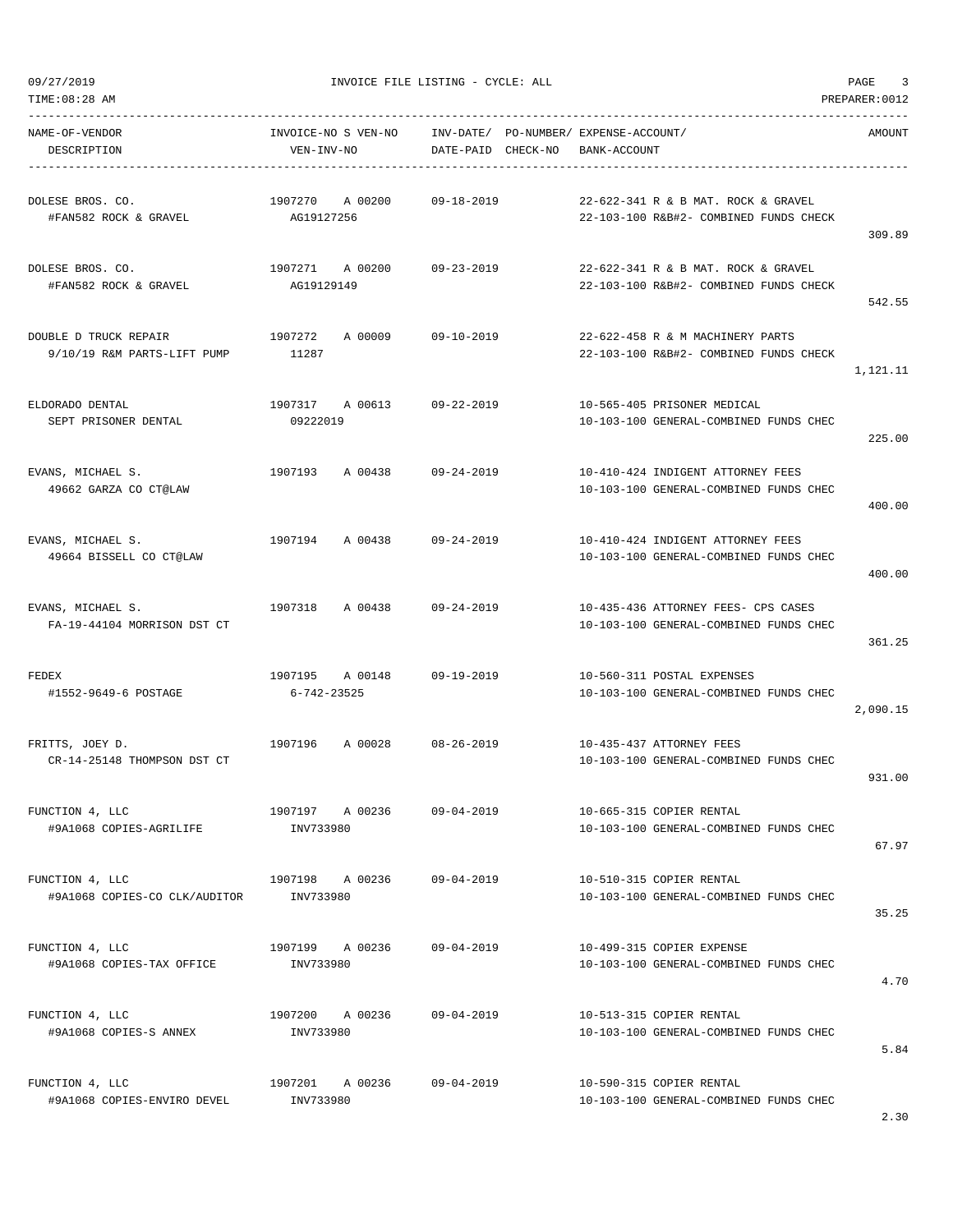| NAME-OF-VENDOR DESCRIPTION | INVOICE-NO S VEN-NO VEN-INV-NO | INV-DATE/ DATE-PAID | PO-NUMBER/ CHECK-NO | EXPENSE-ACCOUNT/ BANK-ACCOUNT | AMOUNT |
|---|---|---|---|---|---|
| DOLESE BROS. CO. #FAN582 ROCK & GRAVEL | 1907270 A 00200 AG19127256 | 09-18-2019 | | 22-622-341 R & B MAT. ROCK & GRAVEL 22-103-100 R&B#2- COMBINED FUNDS CHECK | 309.89 |
| DOLESE BROS. CO. #FAN582 ROCK & GRAVEL | 1907271 A 00200 AG19129149 | 09-23-2019 | | 22-622-341 R & B MAT. ROCK & GRAVEL 22-103-100 R&B#2- COMBINED FUNDS CHECK | 542.55 |
| DOUBLE D TRUCK REPAIR 9/10/19 R&M PARTS-LIFT PUMP | 1907272 A 00009 11287 | 09-10-2019 | | 22-622-458 R & M MACHINERY PARTS 22-103-100 R&B#2- COMBINED FUNDS CHECK | 1,121.11 |
| ELDORADO DENTAL SEPT PRISONER DENTAL | 1907317 A 00613 09222019 | 09-22-2019 | | 10-565-405 PRISONER MEDICAL 10-103-100 GENERAL-COMBINED FUNDS CHEC | 225.00 |
| EVANS, MICHAEL S. 49662 GARZA CO CT@LAW | 1907193 A 00438 | 09-24-2019 | | 10-410-424 INDIGENT ATTORNEY FEES 10-103-100 GENERAL-COMBINED FUNDS CHEC | 400.00 |
| EVANS, MICHAEL S. 49664 BISSELL CO CT@LAW | 1907194 A 00438 | 09-24-2019 | | 10-410-424 INDIGENT ATTORNEY FEES 10-103-100 GENERAL-COMBINED FUNDS CHEC | 400.00 |
| EVANS, MICHAEL S. FA-19-44104 MORRISON DST CT | 1907318 A 00438 | 09-24-2019 | | 10-435-436 ATTORNEY FEES- CPS CASES 10-103-100 GENERAL-COMBINED FUNDS CHEC | 361.25 |
| FEDEX #1552-9649-6 POSTAGE | 1907195 A 00148 6-742-23525 | 09-19-2019 | | 10-560-311 POSTAL EXPENSES 10-103-100 GENERAL-COMBINED FUNDS CHEC | 2,090.15 |
| FRITTS, JOEY D. CR-14-25148 THOMPSON DST CT | 1907196 A 00028 | 08-26-2019 | | 10-435-437 ATTORNEY FEES 10-103-100 GENERAL-COMBINED FUNDS CHEC | 931.00 |
| FUNCTION 4, LLC #9A1068 COPIES-AGRILIFE | 1907197 A 00236 INV733980 | 09-04-2019 | | 10-665-315 COPIER RENTAL 10-103-100 GENERAL-COMBINED FUNDS CHEC | 67.97 |
| FUNCTION 4, LLC #9A1068 COPIES-CO CLK/AUDITOR | 1907198 A 00236 INV733980 | 09-04-2019 | | 10-510-315 COPIER RENTAL 10-103-100 GENERAL-COMBINED FUNDS CHEC | 35.25 |
| FUNCTION 4, LLC #9A1068 COPIES-TAX OFFICE | 1907199 A 00236 INV733980 | 09-04-2019 | | 10-499-315 COPIER EXPENSE 10-103-100 GENERAL-COMBINED FUNDS CHEC | 4.70 |
| FUNCTION 4, LLC #9A1068 COPIES-S ANNEX | 1907200 A 00236 INV733980 | 09-04-2019 | | 10-513-315 COPIER RENTAL 10-103-100 GENERAL-COMBINED FUNDS CHEC | 5.84 |
| FUNCTION 4, LLC #9A1068 COPIES-ENVIRO DEVEL | 1907201 A 00236 INV733980 | 09-04-2019 | | 10-590-315 COPIER RENTAL 10-103-100 GENERAL-COMBINED FUNDS CHEC | 2.30 |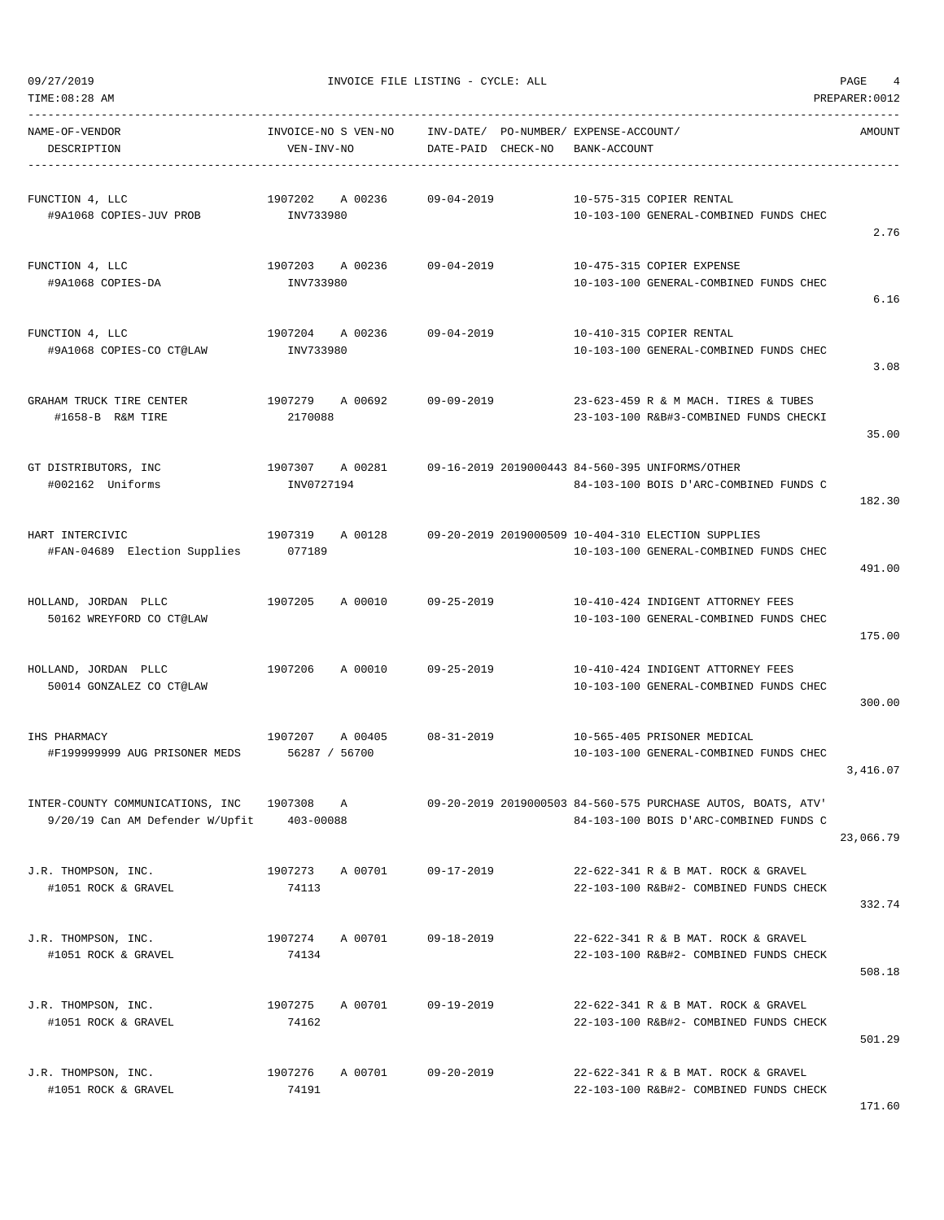09/27/2019 INVOICE FILE LISTING - CYCLE: ALL

TIME:08:28 AM PREPARER:0012

| NAME-OF-VENDOR / DESCRIPTION | INVOICE-NO S VEN-NO / VEN-INV-NO | INV-DATE/ DATE-PAID | PO-NUMBER/ CHECK-NO | EXPENSE-ACCOUNT/ BANK-ACCOUNT | AMOUNT |
|---|---|---|---|---|---|
| FUNCTION 4, LLC<br>#9A1068 COPIES-JUV PROB | 1907202 A 00236<br>INV733980 | 09-04-2019 | | 10-575-315 COPIER RENTAL<br>10-103-100 GENERAL-COMBINED FUNDS CHEC | 2.76 |
| FUNCTION 4, LLC<br>#9A1068 COPIES-DA | 1907203 A 00236<br>INV733980 | 09-04-2019 | | 10-475-315 COPIER EXPENSE<br>10-103-100 GENERAL-COMBINED FUNDS CHEC | 6.16 |
| FUNCTION 4, LLC<br>#9A1068 COPIES-CO CT@LAW | 1907204 A 00236<br>INV733980 | 09-04-2019 | | 10-410-315 COPIER RENTAL<br>10-103-100 GENERAL-COMBINED FUNDS CHEC | 3.08 |
| GRAHAM TRUCK TIRE CENTER<br>#1658-B R&M TIRE | 1907279 A 00692<br>2170088 | 09-09-2019 | | 23-623-459 R & M MACH. TIRES & TUBES<br>23-103-100 R&B#3-COMBINED FUNDS CHECKI | 35.00 |
| GT DISTRIBUTORS, INC<br>#002162 Uniforms | 1907307 A 00281<br>INV0727194 | 09-16-2019 | 2019000443 | 84-560-395 UNIFORMS/OTHER<br>84-103-100 BOIS D'ARC-COMBINED FUNDS C | 182.30 |
| HART INTERCIVIC<br>#FAN-04689 Election Supplies | 1907319 A 00128<br>077189 | 09-20-2019 | 2019000509 | 10-404-310 ELECTION SUPPLIES<br>10-103-100 GENERAL-COMBINED FUNDS CHEC | 491.00 |
| HOLLAND, JORDAN PLLC<br>50162 WREYFORD CO CT@LAW | 1907205 A 00010 | 09-25-2019 | | 10-410-424 INDIGENT ATTORNEY FEES<br>10-103-100 GENERAL-COMBINED FUNDS CHEC | 175.00 |
| HOLLAND, JORDAN PLLC<br>50014 GONZALEZ CO CT@LAW | 1907206 A 00010 | 09-25-2019 | | 10-410-424 INDIGENT ATTORNEY FEES<br>10-103-100 GENERAL-COMBINED FUNDS CHEC | 300.00 |
| IHS PHARMACY<br>#F199999999 AUG PRISONER MEDS | 1907207 A 00405<br>56287 / 56700 | 08-31-2019 | | 10-565-405 PRISONER MEDICAL<br>10-103-100 GENERAL-COMBINED FUNDS CHEC | 3,416.07 |
| INTER-COUNTY COMMUNICATIONS, INC<br>9/20/19 Can AM Defender W/Upfit | 1907308 A<br>403-00088 | 09-20-2019 | 2019000503 | 84-560-575 PURCHASE AUTOS, BOATS, ATV'<br>84-103-100 BOIS D'ARC-COMBINED FUNDS C | 23,066.79 |
| J.R. THOMPSON, INC.<br>#1051 ROCK & GRAVEL | 1907273 A 00701<br>74113 | 09-17-2019 | | 22-622-341 R & B MAT. ROCK & GRAVEL<br>22-103-100 R&B#2- COMBINED FUNDS CHECK | 332.74 |
| J.R. THOMPSON, INC.<br>#1051 ROCK & GRAVEL | 1907274 A 00701<br>74134 | 09-18-2019 | | 22-622-341 R & B MAT. ROCK & GRAVEL<br>22-103-100 R&B#2- COMBINED FUNDS CHECK | 508.18 |
| J.R. THOMPSON, INC.<br>#1051 ROCK & GRAVEL | 1907275 A 00701<br>74162 | 09-19-2019 | | 22-622-341 R & B MAT. ROCK & GRAVEL<br>22-103-100 R&B#2- COMBINED FUNDS CHECK | 501.29 |
| J.R. THOMPSON, INC.<br>#1051 ROCK & GRAVEL | 1907276 A 00701<br>74191 | 09-20-2019 | | 22-622-341 R & B MAT. ROCK & GRAVEL<br>22-103-100 R&B#2- COMBINED FUNDS CHECK | 171.60 |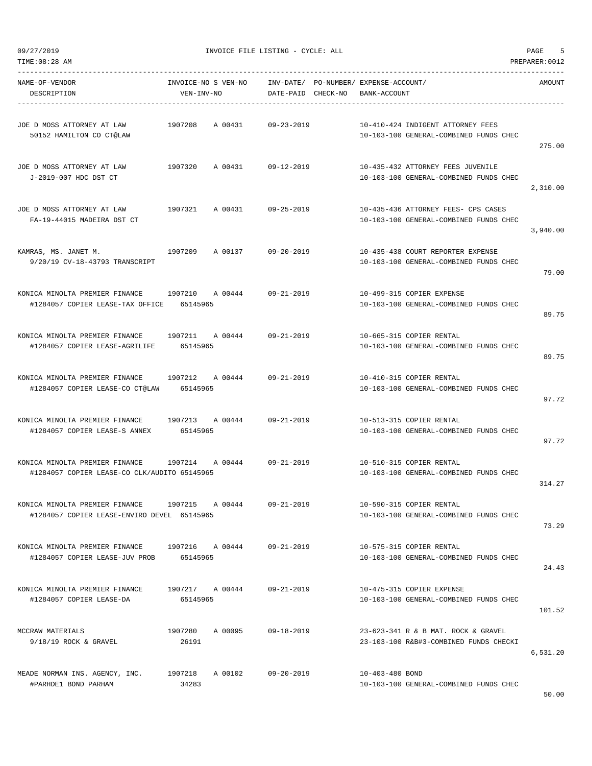09/27/2019 INVOICE FILE LISTING - CYCLE: ALL

TIME:08:28 AM PREPARER:0012

| NAME-OF-VENDOR / DESCRIPTION | INVOICE-NO / VEN-INV-NO | S | VEN-NO | INV-DATE/ DATE-PAID | PO-NUMBER/ CHECK-NO | EXPENSE-ACCOUNT/ BANK-ACCOUNT | AMOUNT |
|---|---|---|---|---|---|---|---|
| JOE D MOSS ATTORNEY AT LAW<br>50152 HAMILTON CO CT@LAW | 1907208 | A | 00431 | 09-23-2019 | | 10-410-424 INDIGENT ATTORNEY FEES<br>10-103-100 GENERAL-COMBINED FUNDS CHEC | 275.00 |
| JOE D MOSS ATTORNEY AT LAW<br>J-2019-007 HDC DST CT | 1907320 | A | 00431 | 09-12-2019 | | 10-435-432 ATTORNEY FEES JUVENILE<br>10-103-100 GENERAL-COMBINED FUNDS CHEC | 2,310.00 |
| JOE D MOSS ATTORNEY AT LAW<br>FA-19-44015 MADEIRA DST CT | 1907321 | A | 00431 | 09-25-2019 | | 10-435-436 ATTORNEY FEES- CPS CASES<br>10-103-100 GENERAL-COMBINED FUNDS CHEC | 3,940.00 |
| KAMRAS, MS. JANET M.<br>9/20/19 CV-18-43793 TRANSCRIPT | 1907209 | A | 00137 | 09-20-2019 | | 10-435-438 COURT REPORTER EXPENSE<br>10-103-100 GENERAL-COMBINED FUNDS CHEC | 79.00 |
| KONICA MINOLTA PREMIER FINANCE<br>#1284057 COPIER LEASE-TAX OFFICE | 1907210<br>65145965 | A | 00444 | 09-21-2019 | | 10-499-315 COPIER EXPENSE<br>10-103-100 GENERAL-COMBINED FUNDS CHEC | 89.75 |
| KONICA MINOLTA PREMIER FINANCE<br>#1284057 COPIER LEASE-AGRILIFE | 1907211<br>65145965 | A | 00444 | 09-21-2019 | | 10-665-315 COPIER RENTAL<br>10-103-100 GENERAL-COMBINED FUNDS CHEC | 89.75 |
| KONICA MINOLTA PREMIER FINANCE<br>#1284057 COPIER LEASE-CO CT@LAW | 1907212<br>65145965 | A | 00444 | 09-21-2019 | | 10-410-315 COPIER RENTAL<br>10-103-100 GENERAL-COMBINED FUNDS CHEC | 97.72 |
| KONICA MINOLTA PREMIER FINANCE<br>#1284057 COPIER LEASE-S ANNEX | 1907213<br>65145965 | A | 00444 | 09-21-2019 | | 10-513-315 COPIER RENTAL<br>10-103-100 GENERAL-COMBINED FUNDS CHEC | 97.72 |
| KONICA MINOLTA PREMIER FINANCE<br>#1284057 COPIER LEASE-CO CLK/AUDITO | 1907214<br>65145965 | A | 00444 | 09-21-2019 | | 10-510-315 COPIER RENTAL<br>10-103-100 GENERAL-COMBINED FUNDS CHEC | 314.27 |
| KONICA MINOLTA PREMIER FINANCE<br>#1284057 COPIER LEASE-ENVIRO DEVEL | 1907215<br>65145965 | A | 00444 | 09-21-2019 | | 10-590-315 COPIER RENTAL<br>10-103-100 GENERAL-COMBINED FUNDS CHEC | 73.29 |
| KONICA MINOLTA PREMIER FINANCE<br>#1284057 COPIER LEASE-JUV PROB | 1907216<br>65145965 | A | 00444 | 09-21-2019 | | 10-575-315 COPIER RENTAL<br>10-103-100 GENERAL-COMBINED FUNDS CHEC | 24.43 |
| KONICA MINOLTA PREMIER FINANCE<br>#1284057 COPIER LEASE-DA | 1907217<br>65145965 | A | 00444 | 09-21-2019 | | 10-475-315 COPIER EXPENSE<br>10-103-100 GENERAL-COMBINED FUNDS CHEC | 101.52 |
| MCCRAW MATERIALS<br>9/18/19 ROCK & GRAVEL | 1907280<br>26191 | A | 00095 | 09-18-2019 | | 23-623-341 R & B MAT. ROCK & GRAVEL<br>23-103-100 R&B#3-COMBINED FUNDS CHECKI | 6,531.20 |
| MEADE NORMAN INS. AGENCY, INC.<br>#PARHDE1 BOND PARHAM | 1907218<br>34283 | A | 00102 | 09-20-2019 | | 10-403-480 BOND<br>10-103-100 GENERAL-COMBINED FUNDS CHEC | 50.00 |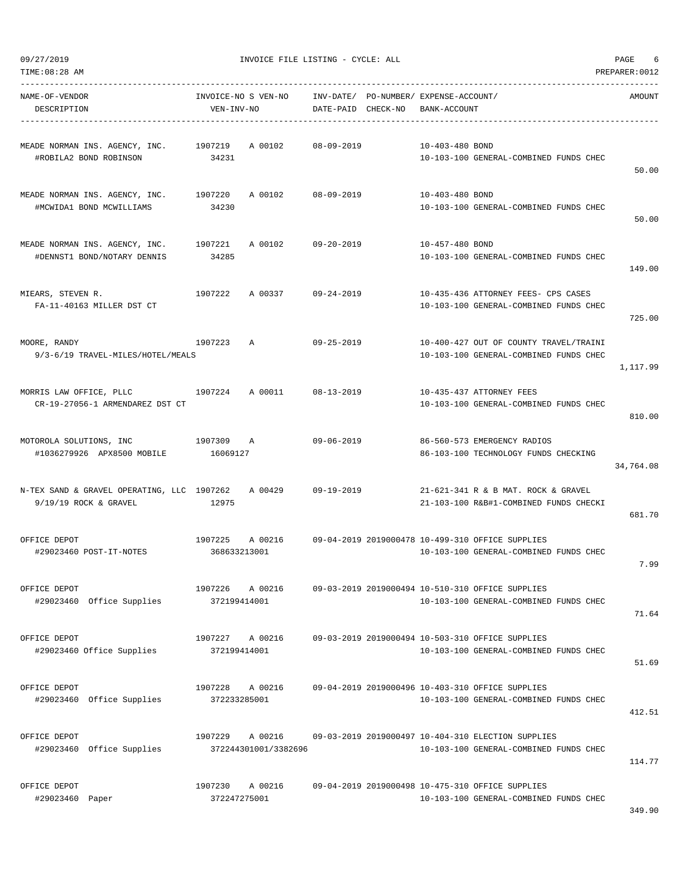09/27/2019 INVOICE FILE LISTING - CYCLE: ALL
TIME:08:28 AM PREPARER:0012

| NAME-OF-VENDOR / DESCRIPTION | INVOICE-NO S VEN-NO / VEN-INV-NO | INV-DATE/ DATE-PAID | PO-NUMBER/ CHECK-NO | EXPENSE-ACCOUNT/ BANK-ACCOUNT | AMOUNT |
|---|---|---|---|---|---|
| MEADE NORMAN INS. AGENCY, INC. / #ROBILA2 BOND ROBINSON | 1907219 A 00102 / 34231 | 08-09-2019 | | 10-403-480 BOND / 10-103-100 GENERAL-COMBINED FUNDS CHEC | 50.00 |
| MEADE NORMAN INS. AGENCY, INC. / #MCWIDA1 BOND MCWILLIAMS | 1907220 A 00102 / 34230 | 08-09-2019 | | 10-403-480 BOND / 10-103-100 GENERAL-COMBINED FUNDS CHEC | 50.00 |
| MEADE NORMAN INS. AGENCY, INC. / #DENNST1 BOND/NOTARY DENNIS | 1907221 A 00102 / 34285 | 09-20-2019 | | 10-457-480 BOND / 10-103-100 GENERAL-COMBINED FUNDS CHEC | 149.00 |
| MIEARS, STEVEN R. / FA-11-40163 MILLER DST CT | 1907222 A 00337 | 09-24-2019 | | 10-435-436 ATTORNEY FEES- CPS CASES / 10-103-100 GENERAL-COMBINED FUNDS CHEC | 725.00 |
| MOORE, RANDY / 9/3-6/19 TRAVEL-MILES/HOTEL/MEALS | 1907223 A | 09-25-2019 | | 10-400-427 OUT OF COUNTY TRAVEL/TRAINI / 10-103-100 GENERAL-COMBINED FUNDS CHEC | 1,117.99 |
| MORRIS LAW OFFICE, PLLC / CR-19-27056-1 ARMENDAREZ DST CT | 1907224 A 00011 | 08-13-2019 | | 10-435-437 ATTORNEY FEES / 10-103-100 GENERAL-COMBINED FUNDS CHEC | 810.00 |
| MOTOROLA SOLUTIONS, INC / #1036279926 APX8500 MOBILE | 1907309 A / 16069127 | 09-06-2019 | | 86-560-573 EMERGENCY RADIOS / 86-103-100 TECHNOLOGY FUNDS CHECKING | 34,764.08 |
| N-TEX SAND & GRAVEL OPERATING, LLC / 9/19/19 ROCK & GRAVEL | 1907262 A 00429 / 12975 | 09-19-2019 | | 21-621-341 R & B MAT. ROCK & GRAVEL / 21-103-100 R&B#1-COMBINED FUNDS CHECKI | 681.70 |
| OFFICE DEPOT / #29023460 POST-IT-NOTES | 1907225 A 00216 / 368633213001 | 09-04-2019 | 2019000478 | 10-499-310 OFFICE SUPPLIES / 10-103-100 GENERAL-COMBINED FUNDS CHEC | 7.99 |
| OFFICE DEPOT / #29023460 Office Supplies | 1907226 A 00216 / 372199414001 | 09-03-2019 | 2019000494 | 10-510-310 OFFICE SUPPLIES / 10-103-100 GENERAL-COMBINED FUNDS CHEC | 71.64 |
| OFFICE DEPOT / #29023460 Office Supplies | 1907227 A 00216 / 372199414001 | 09-03-2019 | 2019000494 | 10-503-310 OFFICE SUPPLIES / 10-103-100 GENERAL-COMBINED FUNDS CHEC | 51.69 |
| OFFICE DEPOT / #29023460 Office Supplies | 1907228 A 00216 / 372233285001 | 09-04-2019 | 2019000496 | 10-403-310 OFFICE SUPPLIES / 10-103-100 GENERAL-COMBINED FUNDS CHEC | 412.51 |
| OFFICE DEPOT / #29023460 Office Supplies | 1907229 A 00216 / 372244301001/3382696 | 09-03-2019 | 2019000497 | 10-404-310 ELECTION SUPPLIES / 10-103-100 GENERAL-COMBINED FUNDS CHEC | 114.77 |
| OFFICE DEPOT / #29023460 Paper | 1907230 A 00216 / 372247275001 | 09-04-2019 | 2019000498 | 10-475-310 OFFICE SUPPLIES / 10-103-100 GENERAL-COMBINED FUNDS CHEC | 349.90 |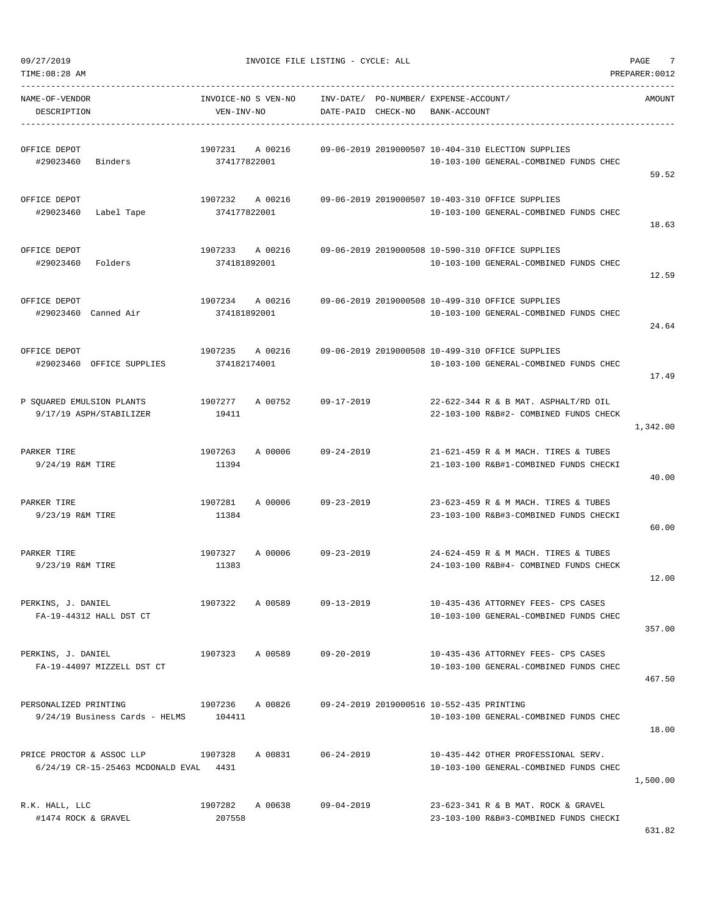INVOICE FILE LISTING - CYCLE: ALL

| NAME-OF-VENDOR / DESCRIPTION | INVOICE-NO S VEN-NO / VEN-INV-NO | INV-DATE/ DATE-PAID | PO-NUMBER/ CHECK-NO | EXPENSE-ACCOUNT/ BANK-ACCOUNT | AMOUNT |
|---|---|---|---|---|---|
| OFFICE DEPOT<br>#29023460 Binders | 1907231 A 00216<br>374177822001 | 09-06-2019 | 2019000507 | 10-404-310 ELECTION SUPPLIES<br>10-103-100 GENERAL-COMBINED FUNDS CHEC | 59.52 |
| OFFICE DEPOT<br>#29023460 Label Tape | 1907232 A 00216<br>374177822001 | 09-06-2019 | 2019000507 | 10-403-310 OFFICE SUPPLIES<br>10-103-100 GENERAL-COMBINED FUNDS CHEC | 18.63 |
| OFFICE DEPOT<br>#29023460 Folders | 1907233 A 00216<br>374181892001 | 09-06-2019 | 2019000508 | 10-590-310 OFFICE SUPPLIES<br>10-103-100 GENERAL-COMBINED FUNDS CHEC | 12.59 |
| OFFICE DEPOT<br>#29023460 Canned Air | 1907234 A 00216<br>374181892001 | 09-06-2019 | 2019000508 | 10-499-310 OFFICE SUPPLIES<br>10-103-100 GENERAL-COMBINED FUNDS CHEC | 24.64 |
| OFFICE DEPOT<br>#29023460 OFFICE SUPPLIES | 1907235 A 00216<br>374182174001 | 09-06-2019 | 2019000508 | 10-499-310 OFFICE SUPPLIES<br>10-103-100 GENERAL-COMBINED FUNDS CHEC | 17.49 |
| P SQUARED EMULSION PLANTS<br>9/17/19 ASPH/STABILIZER | 1907277 A 00752<br>19411 | 09-17-2019 | | 22-622-344 R & B MAT. ASPHALT/RD OIL<br>22-103-100 R&B#2- COMBINED FUNDS CHECK | 1,342.00 |
| PARKER TIRE<br>9/24/19 R&M TIRE | 1907263 A 00006<br>11394 | 09-24-2019 | | 21-621-459 R & M MACH. TIRES & TUBES<br>21-103-100 R&B#1-COMBINED FUNDS CHECKI | 40.00 |
| PARKER TIRE<br>9/23/19 R&M TIRE | 1907281 A 00006<br>11384 | 09-23-2019 | | 23-623-459 R & M MACH. TIRES & TUBES<br>23-103-100 R&B#3-COMBINED FUNDS CHECKI | 60.00 |
| PARKER TIRE<br>9/23/19 R&M TIRE | 1907327 A 00006<br>11383 | 09-23-2019 | | 24-624-459 R & M MACH. TIRES & TUBES<br>24-103-100 R&B#4- COMBINED FUNDS CHECK | 12.00 |
| PERKINS, J. DANIEL<br>FA-19-44312 HALL DST CT | 1907322 A 00589 | 09-13-2019 | | 10-435-436 ATTORNEY FEES- CPS CASES<br>10-103-100 GENERAL-COMBINED FUNDS CHEC | 357.00 |
| PERKINS, J. DANIEL<br>FA-19-44097 MIZZELL DST CT | 1907323 A 00589 | 09-20-2019 | | 10-435-436 ATTORNEY FEES- CPS CASES<br>10-103-100 GENERAL-COMBINED FUNDS CHEC | 467.50 |
| PERSONALIZED PRINTING<br>9/24/19 Business Cards - HELMS | 1907236 A 00826<br>104411 | 09-24-2019 | 2019000516 | 10-552-435 PRINTING<br>10-103-100 GENERAL-COMBINED FUNDS CHEC | 18.00 |
| PRICE PROCTOR & ASSOC LLP<br>6/24/19 CR-15-25463 MCDONALD EVAL | 1907328 A 00831<br>4431 | 06-24-2019 | | 10-435-442 OTHER PROFESSIONAL SERV.<br>10-103-100 GENERAL-COMBINED FUNDS CHEC | 1,500.00 |
| R.K. HALL, LLC<br>#1474 ROCK & GRAVEL | 1907282 A 00638<br>207558 | 09-04-2019 | | 23-623-341 R & B MAT. ROCK & GRAVEL<br>23-103-100 R&B#3-COMBINED FUNDS CHECKI | 631.82 |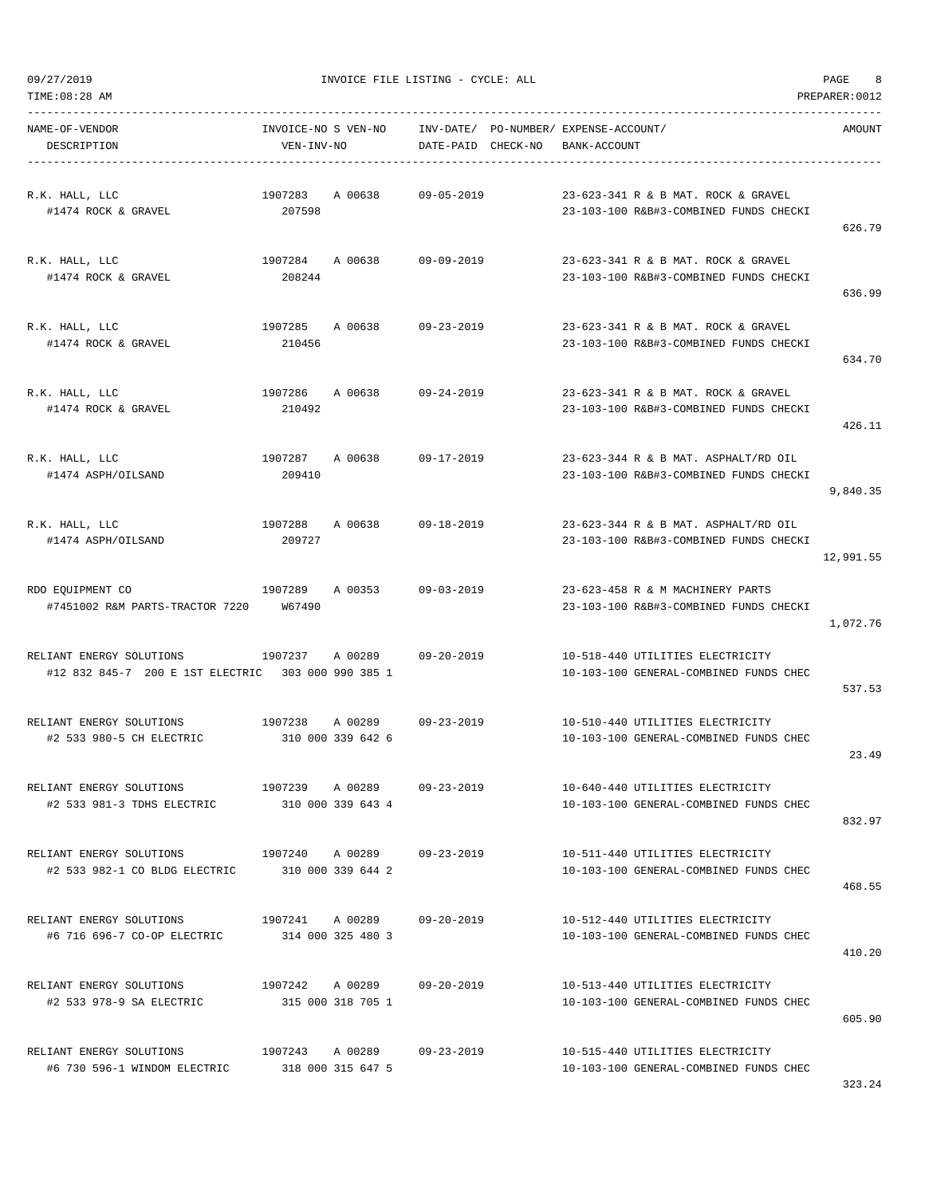09/27/2019 INVOICE FILE LISTING - CYCLE: ALL

TIME:08:28 AM PREPARER:0012

| NAME-OF-VENDOR<br>DESCRIPTION | INVOICE-NO S VEN-NO<br>VEN-INV-NO | INV-DATE/<br>DATE-PAID | PO-NUMBER/<br>CHECK-NO | EXPENSE-ACCOUNT/<br>BANK-ACCOUNT | AMOUNT |
|---|---|---|---|---|---|
| R.K. HALL, LLC<br>#1474 ROCK & GRAVEL | 1907283 A 00638<br>207598 | 09-05-2019 | | 23-623-341 R & B MAT. ROCK & GRAVEL<br>23-103-100 R&B#3-COMBINED FUNDS CHECKI | 626.79 |
| R.K. HALL, LLC<br>#1474 ROCK & GRAVEL | 1907284 A 00638<br>208244 | 09-09-2019 | | 23-623-341 R & B MAT. ROCK & GRAVEL<br>23-103-100 R&B#3-COMBINED FUNDS CHECKI | 636.99 |
| R.K. HALL, LLC<br>#1474 ROCK & GRAVEL | 1907285 A 00638<br>210456 | 09-23-2019 | | 23-623-341 R & B MAT. ROCK & GRAVEL<br>23-103-100 R&B#3-COMBINED FUNDS CHECKI | 634.70 |
| R.K. HALL, LLC<br>#1474 ROCK & GRAVEL | 1907286 A 00638<br>210492 | 09-24-2019 | | 23-623-341 R & B MAT. ROCK & GRAVEL<br>23-103-100 R&B#3-COMBINED FUNDS CHECKI | 426.11 |
| R.K. HALL, LLC<br>#1474 ASPH/OILSAND | 1907287 A 00638<br>209410 | 09-17-2019 | | 23-623-344 R & B MAT. ASPHALT/RD OIL<br>23-103-100 R&B#3-COMBINED FUNDS CHECKI | 9,840.35 |
| R.K. HALL, LLC<br>#1474 ASPH/OILSAND | 1907288 A 00638<br>209727 | 09-18-2019 | | 23-623-344 R & B MAT. ASPHALT/RD OIL<br>23-103-100 R&B#3-COMBINED FUNDS CHECKI | 12,991.55 |
| RDO EQUIPMENT CO<br>#7451002 R&M PARTS-TRACTOR 7220 | 1907289 A 00353<br>W67490 | 09-03-2019 | | 23-623-458 R & M MACHINERY PARTS<br>23-103-100 R&B#3-COMBINED FUNDS CHECKI | 1,072.76 |
| RELIANT ENERGY SOLUTIONS<br>#12 832 845-7 200 E 1ST ELECTRIC | 1907237 A 00289<br>303 000 990 385 1 | 09-20-2019 | | 10-518-440 UTILITIES ELECTRICITY<br>10-103-100 GENERAL-COMBINED FUNDS CHEC | 537.53 |
| RELIANT ENERGY SOLUTIONS<br>#2 533 980-5 CH ELECTRIC | 1907238 A 00289<br>310 000 339 642 6 | 09-23-2019 | | 10-510-440 UTILITIES ELECTRICITY<br>10-103-100 GENERAL-COMBINED FUNDS CHEC | 23.49 |
| RELIANT ENERGY SOLUTIONS<br>#2 533 981-3 TDHS ELECTRIC | 1907239 A 00289<br>310 000 339 643 4 | 09-23-2019 | | 10-640-440 UTILITIES ELECTRICITY<br>10-103-100 GENERAL-COMBINED FUNDS CHEC | 832.97 |
| RELIANT ENERGY SOLUTIONS<br>#2 533 982-1 CO BLDG ELECTRIC | 1907240 A 00289<br>310 000 339 644 2 | 09-23-2019 | | 10-511-440 UTILITIES ELECTRICITY<br>10-103-100 GENERAL-COMBINED FUNDS CHEC | 468.55 |
| RELIANT ENERGY SOLUTIONS<br>#6 716 696-7 CO-OP ELECTRIC | 1907241 A 00289<br>314 000 325 480 3 | 09-20-2019 | | 10-512-440 UTILITIES ELECTRICITY<br>10-103-100 GENERAL-COMBINED FUNDS CHEC | 410.20 |
| RELIANT ENERGY SOLUTIONS<br>#2 533 978-9 SA ELECTRIC | 1907242 A 00289<br>315 000 318 705 1 | 09-20-2019 | | 10-513-440 UTILITIES ELECTRICITY<br>10-103-100 GENERAL-COMBINED FUNDS CHEC | 605.90 |
| RELIANT ENERGY SOLUTIONS<br>#6 730 596-1 WINDOM ELECTRIC | 1907243 A 00289<br>318 000 315 647 5 | 09-23-2019 | | 10-515-440 UTILITIES ELECTRICITY<br>10-103-100 GENERAL-COMBINED FUNDS CHEC | 323.24 |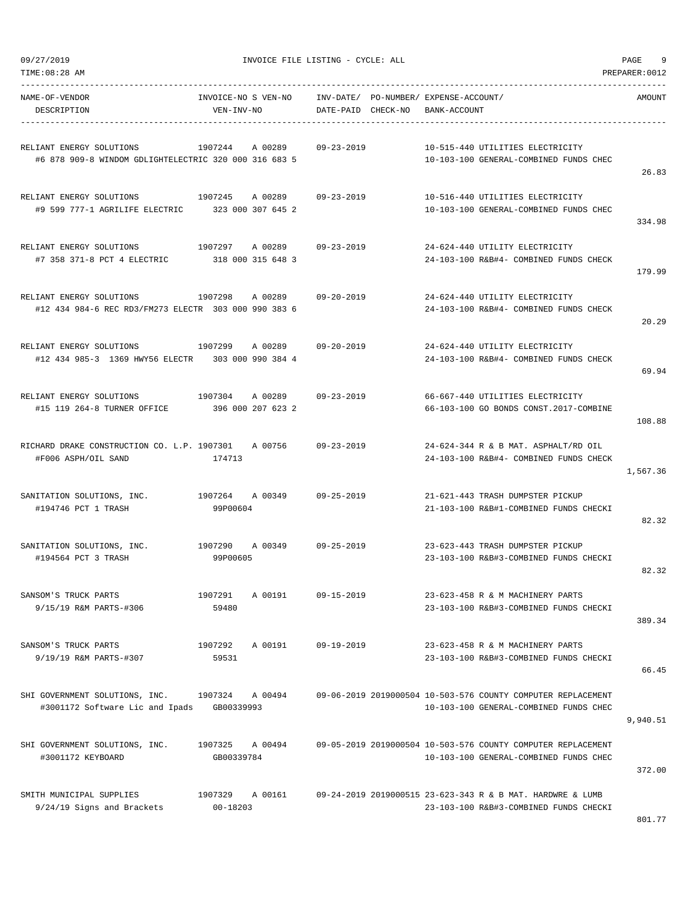INVOICE FILE LISTING - CYCLE: ALL

| NAME-OF-VENDOR / DESCRIPTION | INVOICE-NO / VEN-INV-NO | S VEN-NO | INV-DATE/ DATE-PAID | PO-NUMBER/ CHECK-NO | EXPENSE-ACCOUNT/ BANK-ACCOUNT | AMOUNT |
|---|---|---|---|---|---|---|
| RELIANT ENERGY SOLUTIONS<br>#6 878 909-8 WINDOM GDLIGHTELECTRIC | 1907244<br>320 000 316 683 5 | A 00289 | 09-23-2019 | | 10-515-440 UTILITIES ELECTRICITY<br>10-103-100 GENERAL-COMBINED FUNDS CHEC | 26.83 |
| RELIANT ENERGY SOLUTIONS<br>#9 599 777-1 AGRILIFE ELECTRIC | 1907245<br>323 000 307 645 2 | A 00289 | 09-23-2019 | | 10-516-440 UTILITIES ELECTRICITY<br>10-103-100 GENERAL-COMBINED FUNDS CHEC | 334.98 |
| RELIANT ENERGY SOLUTIONS<br>#7 358 371-8 PCT 4 ELECTRIC | 1907297<br>318 000 315 648 3 | A 00289 | 09-23-2019 | | 24-624-440 UTILITY ELECTRICITY<br>24-103-100 R&B#4- COMBINED FUNDS CHECK | 179.99 |
| RELIANT ENERGY SOLUTIONS<br>#12 434 984-6 REC RD3/FM273 ELECTR | 1907298<br>303 000 990 383 6 | A 00289 | 09-20-2019 | | 24-624-440 UTILITY ELECTRICITY<br>24-103-100 R&B#4- COMBINED FUNDS CHECK | 20.29 |
| RELIANT ENERGY SOLUTIONS<br>#12 434 985-3 1369 HWY56 ELECTR | 1907299<br>303 000 990 384 4 | A 00289 | 09-20-2019 | | 24-624-440 UTILITY ELECTRICITY<br>24-103-100 R&B#4- COMBINED FUNDS CHECK | 69.94 |
| RELIANT ENERGY SOLUTIONS<br>#15 119 264-8 TURNER OFFICE | 1907304<br>396 000 207 623 2 | A 00289 | 09-23-2019 | | 66-667-440 UTILITIES ELECTRICITY<br>66-103-100 GO BONDS CONST.2017-COMBINE | 108.88 |
| RICHARD DRAKE CONSTRUCTION CO. L.P.<br>#F006 ASPH/OIL SAND | 1907301<br>174713 | A 00756 | 09-23-2019 | | 24-624-344 R & B MAT. ASPHALT/RD OIL<br>24-103-100 R&B#4- COMBINED FUNDS CHECK | 1,567.36 |
| SANITATION SOLUTIONS, INC.<br>#194746 PCT 1 TRASH | 1907264<br>99P00604 | A 00349 | 09-25-2019 | | 21-621-443 TRASH DUMPSTER PICKUP<br>21-103-100 R&B#1-COMBINED FUNDS CHECKI | 82.32 |
| SANITATION SOLUTIONS, INC.<br>#194564 PCT 3 TRASH | 1907290<br>99P00605 | A 00349 | 09-25-2019 | | 23-623-443 TRASH DUMPSTER PICKUP<br>23-103-100 R&B#3-COMBINED FUNDS CHECKI | 82.32 |
| SANSOM'S TRUCK PARTS<br>9/15/19 R&M PARTS-#306 | 1907291<br>59480 | A 00191 | 09-15-2019 | | 23-623-458 R & M MACHINERY PARTS<br>23-103-100 R&B#3-COMBINED FUNDS CHECKI | 389.34 |
| SANSOM'S TRUCK PARTS<br>9/19/19 R&M PARTS-#307 | 1907292<br>59531 | A 00191 | 09-19-2019 | | 23-623-458 R & M MACHINERY PARTS<br>23-103-100 R&B#3-COMBINED FUNDS CHECKI | 66.45 |
| SHI GOVERNMENT SOLUTIONS, INC.<br>#3001172 Software Lic and Ipads | 1907324<br>GB00339993 | A 00494 | 09-06-2019 | 2019000504 | 10-503-576 COUNTY COMPUTER REPLACEMENT<br>10-103-100 GENERAL-COMBINED FUNDS CHEC | 9,940.51 |
| SHI GOVERNMENT SOLUTIONS, INC.<br>#3001172 KEYBOARD | 1907325<br>GB00339784 | A 00494 | 09-05-2019 | 2019000504 | 10-503-576 COUNTY COMPUTER REPLACEMENT<br>10-103-100 GENERAL-COMBINED FUNDS CHEC | 372.00 |
| SMITH MUNICIPAL SUPPLIES<br>9/24/19 Signs and Brackets | 1907329<br>00-18203 | A 00161 | 09-24-2019 | 2019000515 | 23-623-343 R & B MAT. HARDWRE & LUMB<br>23-103-100 R&B#3-COMBINED FUNDS CHECKI | 801.77 |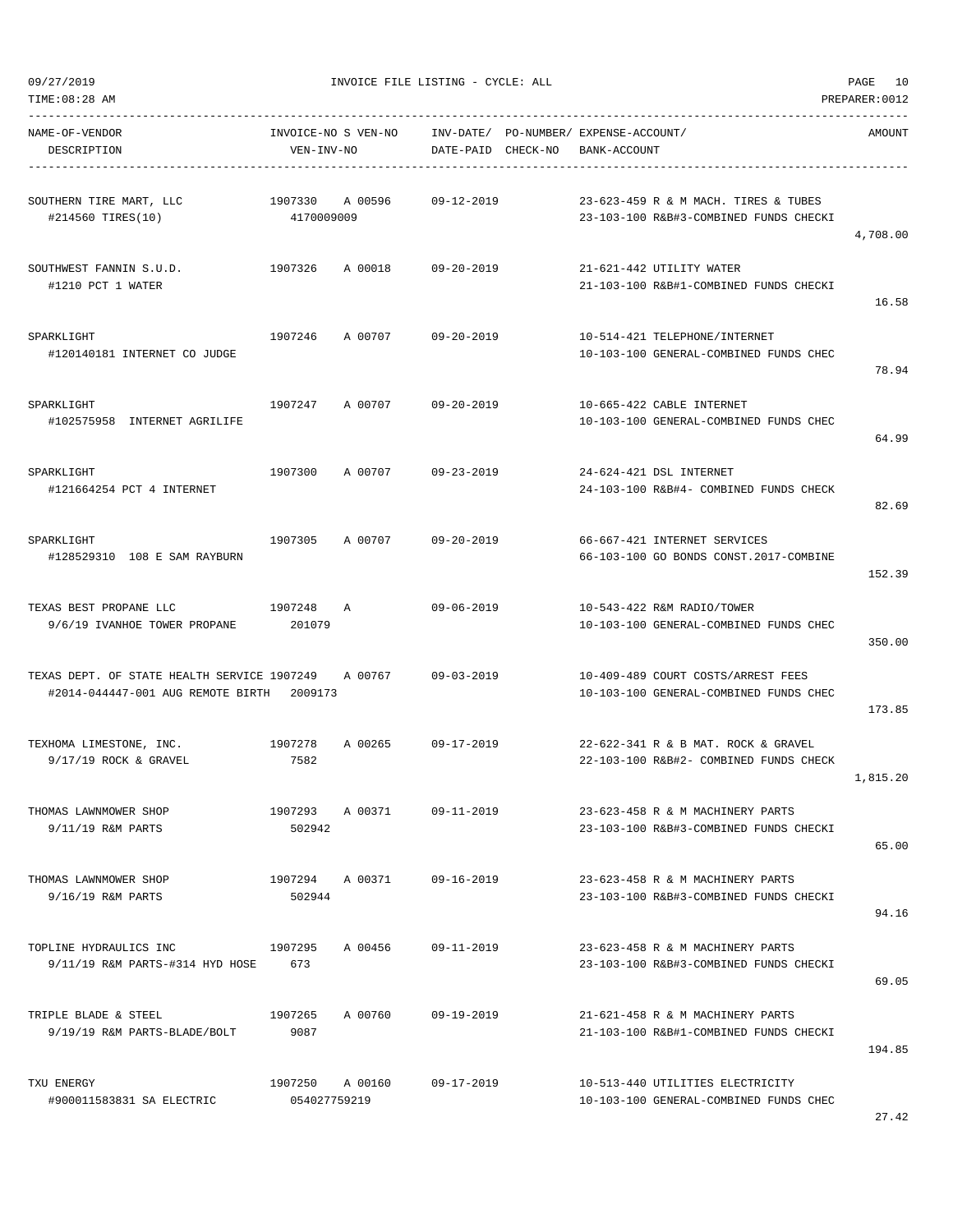09/27/2019 INVOICE FILE LISTING - CYCLE: ALL

TIME:08:28 AM PREPARER:0012

| NAME-OF-VENDOR / DESCRIPTION | INVOICE-NO S VEN-NO / VEN-INV-NO | INV-DATE/ DATE-PAID | PO-NUMBER/ CHECK-NO | EXPENSE-ACCOUNT/ BANK-ACCOUNT | AMOUNT |
|---|---|---|---|---|---|
| SOUTHERN TIRE MART, LLC<br>#214560 TIRES(10) | 1907330 A 00596<br>4170009009 | 09-12-2019 | | 23-623-459 R & M MACH. TIRES & TUBES<br>23-103-100 R&B#3-COMBINED FUNDS CHECKI | 4,708.00 |
| SOUTHWEST FANNIN S.U.D.<br>#1210 PCT 1 WATER | 1907326 A 00018 | 09-20-2019 | | 21-621-442 UTILITY WATER<br>21-103-100 R&B#1-COMBINED FUNDS CHECKI | 16.58 |
| SPARKLIGHT<br>#120140181 INTERNET CO JUDGE | 1907246 A 00707 | 09-20-2019 | | 10-514-421 TELEPHONE/INTERNET<br>10-103-100 GENERAL-COMBINED FUNDS CHEC | 78.94 |
| SPARKLIGHT<br>#102575958 INTERNET AGRILIFE | 1907247 A 00707 | 09-20-2019 | | 10-665-422 CABLE INTERNET<br>10-103-100 GENERAL-COMBINED FUNDS CHEC | 64.99 |
| SPARKLIGHT<br>#121664254 PCT 4 INTERNET | 1907300 A 00707 | 09-23-2019 | | 24-624-421 DSL INTERNET<br>24-103-100 R&B#4- COMBINED FUNDS CHECK | 82.69 |
| SPARKLIGHT<br>#128529310 108 E SAM RAYBURN | 1907305 A 00707 | 09-20-2019 | | 66-667-421 INTERNET SERVICES<br>66-103-100 GO BONDS CONST.2017-COMBINE | 152.39 |
| TEXAS BEST PROPANE LLC<br>9/6/19 IVANHOE TOWER PROPANE | 1907248 A<br>201079 | 09-06-2019 | | 10-543-422 R&M RADIO/TOWER<br>10-103-100 GENERAL-COMBINED FUNDS CHEC | 350.00 |
| TEXAS DEPT. OF STATE HEALTH SERVICE<br>#2014-044447-001 AUG REMOTE BIRTH | 1907249 A 00767<br>2009173 | 09-03-2019 | | 10-409-489 COURT COSTS/ARREST FEES<br>10-103-100 GENERAL-COMBINED FUNDS CHEC | 173.85 |
| TEXHOMA LIMESTONE, INC.<br>9/17/19 ROCK & GRAVEL | 1907278 A 00265<br>7582 | 09-17-2019 | | 22-622-341 R & B MAT. ROCK & GRAVEL<br>22-103-100 R&B#2- COMBINED FUNDS CHECK | 1,815.20 |
| THOMAS LAWNMOWER SHOP<br>9/11/19 R&M PARTS | 1907293 A 00371<br>502942 | 09-11-2019 | | 23-623-458 R & M MACHINERY PARTS<br>23-103-100 R&B#3-COMBINED FUNDS CHECKI | 65.00 |
| THOMAS LAWNMOWER SHOP<br>9/16/19 R&M PARTS | 1907294 A 00371<br>502944 | 09-16-2019 | | 23-623-458 R & M MACHINERY PARTS<br>23-103-100 R&B#3-COMBINED FUNDS CHECKI | 94.16 |
| TOPLINE HYDRAULICS INC<br>9/11/19 R&M PARTS-#314 HYD HOSE | 1907295 A 00456<br>673 | 09-11-2019 | | 23-623-458 R & M MACHINERY PARTS<br>23-103-100 R&B#3-COMBINED FUNDS CHECKI | 69.05 |
| TRIPLE BLADE & STEEL<br>9/19/19 R&M PARTS-BLADE/BOLT | 1907265 A 00760<br>9087 | 09-19-2019 | | 21-621-458 R & M MACHINERY PARTS<br>21-103-100 R&B#1-COMBINED FUNDS CHECKI | 194.85 |
| TXU ENERGY<br>#900011583831 SA ELECTRIC | 1907250 A 00160<br>054027759219 | 09-17-2019 | | 10-513-440 UTILITIES ELECTRICITY<br>10-103-100 GENERAL-COMBINED FUNDS CHEC | 27.42 |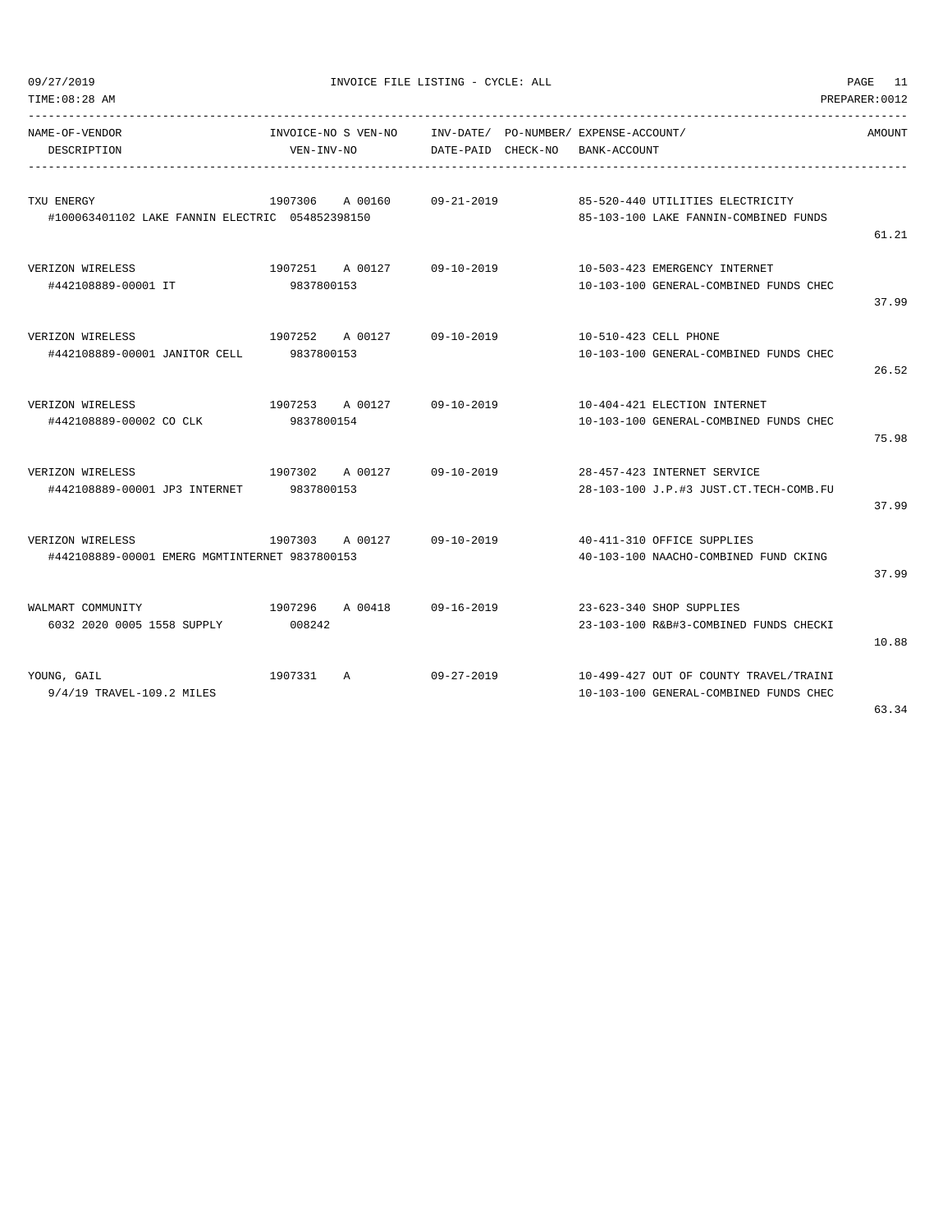| NAME-OF-VENDOR DESCRIPTION | INVOICE-NO S VEN-NO VEN-INV-NO | INV-DATE/ DATE-PAID | PO-NUMBER/ CHECK-NO | EXPENSE-ACCOUNT/ BANK-ACCOUNT | AMOUNT |
|---|---|---|---|---|---|
| TXU ENERGY #100063401102 LAKE FANNIN ELECTRIC | 1907306 A 00160 054852398150 | 09-21-2019 | | 85-520-440 UTILITIES ELECTRICITY 85-103-100 LAKE FANNIN-COMBINED FUNDS | 61.21 |
| VERIZON WIRELESS #442108889-00001 IT | 1907251 A 00127 9837800153 | 09-10-2019 | | 10-503-423 EMERGENCY INTERNET 10-103-100 GENERAL-COMBINED FUNDS CHEC | 37.99 |
| VERIZON WIRELESS #442108889-00001 JANITOR CELL | 1907252 A 00127 9837800153 | 09-10-2019 | | 10-510-423 CELL PHONE 10-103-100 GENERAL-COMBINED FUNDS CHEC | 26.52 |
| VERIZON WIRELESS #442108889-00002 CO CLK | 1907253 A 00127 9837800154 | 09-10-2019 | | 10-404-421 ELECTION INTERNET 10-103-100 GENERAL-COMBINED FUNDS CHEC | 75.98 |
| VERIZON WIRELESS #442108889-00001 JP3 INTERNET | 1907302 A 00127 9837800153 | 09-10-2019 | | 28-457-423 INTERNET SERVICE 28-103-100 J.P.#3 JUST.CT.TECH-COMB.FU | 37.99 |
| VERIZON WIRELESS #442108889-00001 EMERG MGMTINTERNET | 1907303 A 00127 9837800153 | 09-10-2019 | | 40-411-310 OFFICE SUPPLIES 40-103-100 NAACHO-COMBINED FUND CKING | 37.99 |
| WALMART COMMUNITY 6032 2020 0005 1558 SUPPLY | 1907296 A 00418 008242 | 09-16-2019 | | 23-623-340 SHOP SUPPLIES 23-103-100 R&B#3-COMBINED FUNDS CHECKI | 10.88 |
| YOUNG, GAIL 9/4/19 TRAVEL-109.2 MILES | 1907331 A | 09-27-2019 | | 10-499-427 OUT OF COUNTY TRAVEL/TRAINI 10-103-100 GENERAL-COMBINED FUNDS CHEC | 63.34 |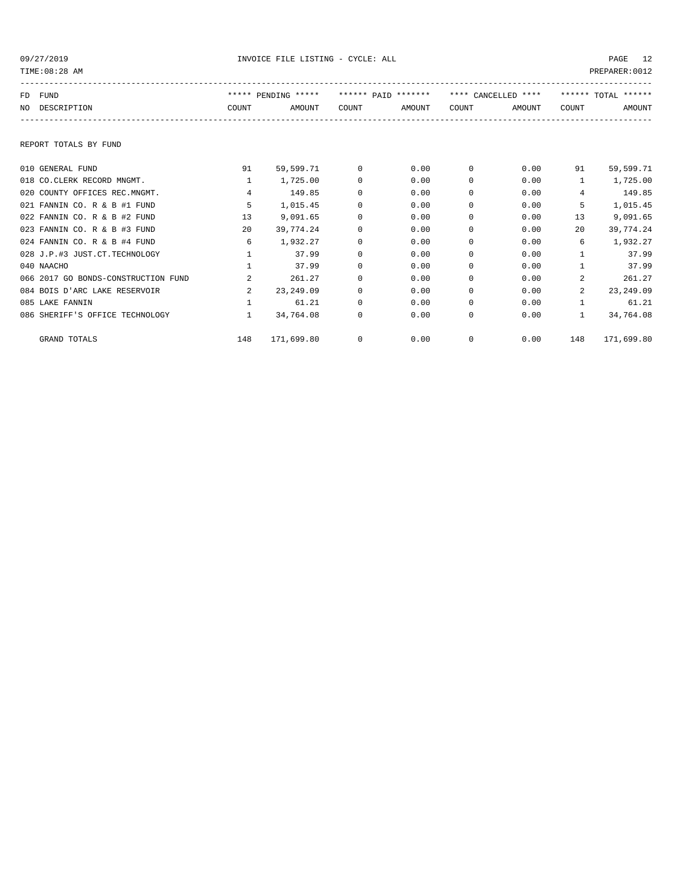INVOICE FILE LISTING - CYCLE: ALL

09/27/2019

TIME:08:28 AM

PREPARER:0012

| FD NO | FUND DESCRIPTION | ***** PENDING ***** COUNT | AMOUNT | ******* PAID ******* COUNT | AMOUNT | **** CANCELLED **** COUNT | AMOUNT | ****** TOTAL ****** COUNT | AMOUNT |
|---|---|---|---|---|---|---|---|---|---|
| | REPORT TOTALS BY FUND | | | | | | | | |
| 010 | GENERAL FUND | 91 | 59,599.71 | 0 | 0.00 | 0 | 0.00 | 91 | 59,599.71 |
| 018 | CO.CLERK RECORD MNGMT. | 1 | 1,725.00 | 0 | 0.00 | 0 | 0.00 | 1 | 1,725.00 |
| 020 | COUNTY OFFICES REC.MNGMT. | 4 | 149.85 | 0 | 0.00 | 0 | 0.00 | 4 | 149.85 |
| 021 | FANNIN CO. R & B #1 FUND | 5 | 1,015.45 | 0 | 0.00 | 0 | 0.00 | 5 | 1,015.45 |
| 022 | FANNIN CO. R & B #2 FUND | 13 | 9,091.65 | 0 | 0.00 | 0 | 0.00 | 13 | 9,091.65 |
| 023 | FANNIN CO. R & B #3 FUND | 20 | 39,774.24 | 0 | 0.00 | 0 | 0.00 | 20 | 39,774.24 |
| 024 | FANNIN CO. R & B #4 FUND | 6 | 1,932.27 | 0 | 0.00 | 0 | 0.00 | 6 | 1,932.27 |
| 028 | J.P.#3 JUST.CT.TECHNOLOGY | 1 | 37.99 | 0 | 0.00 | 0 | 0.00 | 1 | 37.99 |
| 040 | NAACHO | 1 | 37.99 | 0 | 0.00 | 0 | 0.00 | 1 | 37.99 |
| 066 | 2017 GO BONDS-CONSTRUCTION FUND | 2 | 261.27 | 0 | 0.00 | 0 | 0.00 | 2 | 261.27 |
| 084 | BOIS D'ARC LAKE RESERVOIR | 2 | 23,249.09 | 0 | 0.00 | 0 | 0.00 | 2 | 23,249.09 |
| 085 | LAKE FANNIN | 1 | 61.21 | 0 | 0.00 | 0 | 0.00 | 1 | 61.21 |
| 086 | SHERIFF'S OFFICE TECHNOLOGY | 1 | 34,764.08 | 0 | 0.00 | 0 | 0.00 | 1 | 34,764.08 |
| | GRAND TOTALS | 148 | 171,699.80 | 0 | 0.00 | 0 | 0.00 | 148 | 171,699.80 |